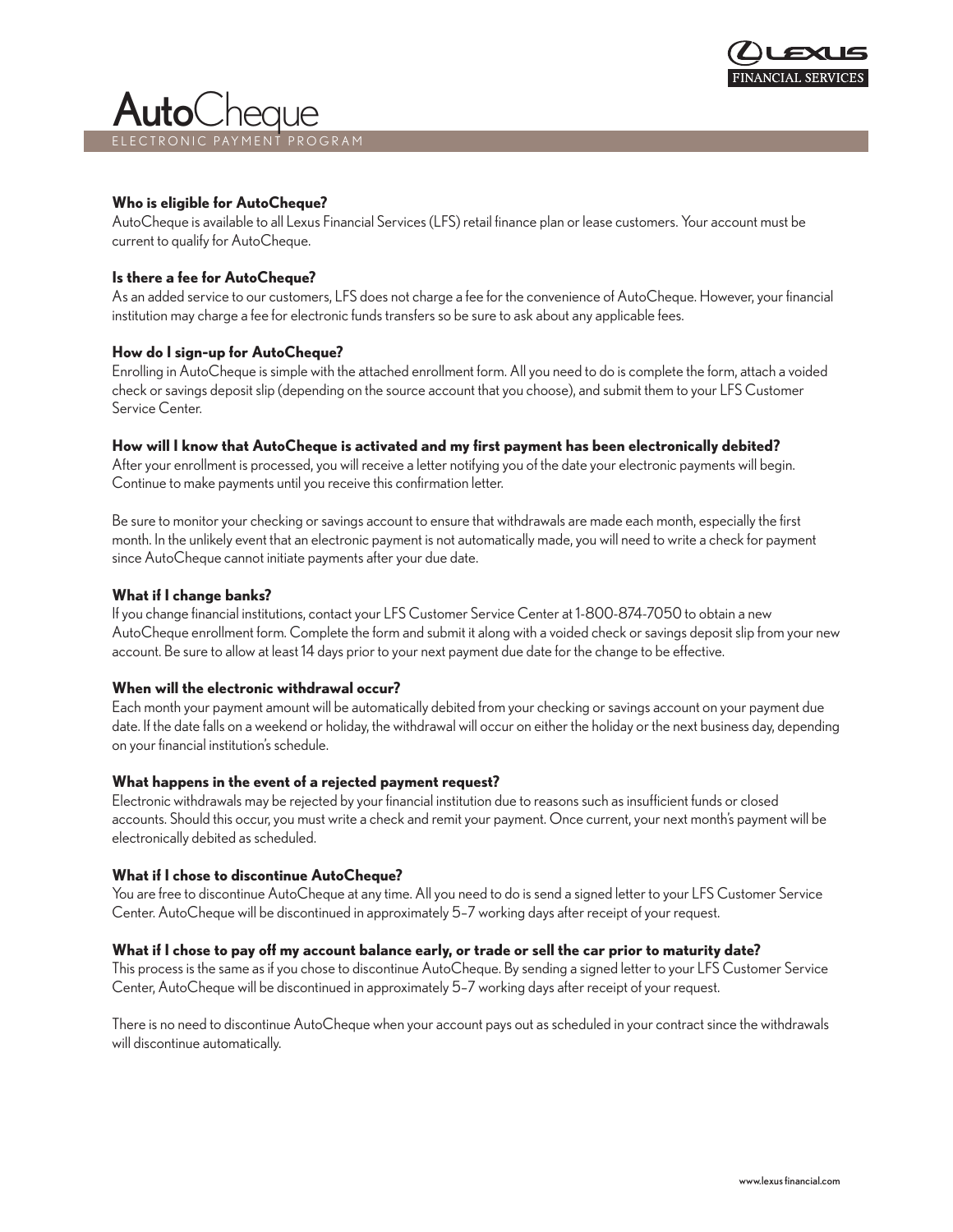LEXUS FINANCIAL SERVICES

# AutoCheque

ELECTRONIC PAYMENT PROGRAM

**Who is eligible for AutoCheque?**

AutoCheque is available to all Lexus Financial Services (LFS) retail finance plan or lease customers. Your account must be current to qualify for AutoCheque.

**Is there a fee for AutoCheque?**

As an added service to our customers, LFS does not charge a fee for the convenience of AutoCheque. However, your financial institution may charge a fee for electronic funds transfers so be sure to ask about any applicable fees.

**How do I sign-up for AutoCheque?**

Enrolling in AutoCheque is simple with the attached enrollment form. All you need to do is complete the form, attach a voided check or savings deposit slip (depending on the source account that you choose), and submit them to your LFS Customer Service Center.

**How will I know that AutoCheque is activated and my first payment has been electronically debited?**

After your enrollment is processed, you will receive a letter notifying you of the date your electronic payments will begin. Continue to make payments until you receive this confirmation letter.

Be sure to monitor your checking or savings account to ensure that withdrawals are made each month, especially the first month. In the unlikely event that an electronic payment is not automatically made, you will need to write a check for payment since AutoCheque cannot initiate payments after your due date.

**What if I change banks?**

If you change financial institutions, contact your LFS Customer Service Center at 1-800-874-7050 to obtain a new AutoCheque enrollment form. Complete the form and submit it along with a voided check or savings deposit slip from your new account. Be sure to allow at least 14 days prior to your next payment due date for the change to be effective.

**When will the electronic withdrawal occur?**

Each month your payment amount will be automatically debited from your checking or savings account on your payment due date. If the date falls on a weekend or holiday, the withdrawal will occur on either the holiday or the next business day, depending on your financial institution's schedule.

**What happens in the event of a rejected payment request?**

Electronic withdrawals may be rejected by your financial institution due to reasons such as insufficient funds or closed accounts. Should this occur, you must write a check and remit your payment. Once current, your next month's payment will be electronically debited as scheduled.

**What if I chose to discontinue AutoCheque?**

You are free to discontinue AutoCheque at any time. All you need to do is send a signed letter to your LFS Customer Service Center. AutoCheque will be discontinued in approximately 5–7 working days after receipt of your request.

**What if I chose to pay off my account balance early, or trade or sell the car prior to maturity date?**

This process is the same as if you chose to discontinue AutoCheque. By sending a signed letter to your LFS Customer Service Center, AutoCheque will be discontinued in approximately 5–7 working days after receipt of your request.

There is no need to discontinue AutoCheque when your account pays out as scheduled in your contract since the withdrawals will discontinue automatically.

www.lexusfinancial.com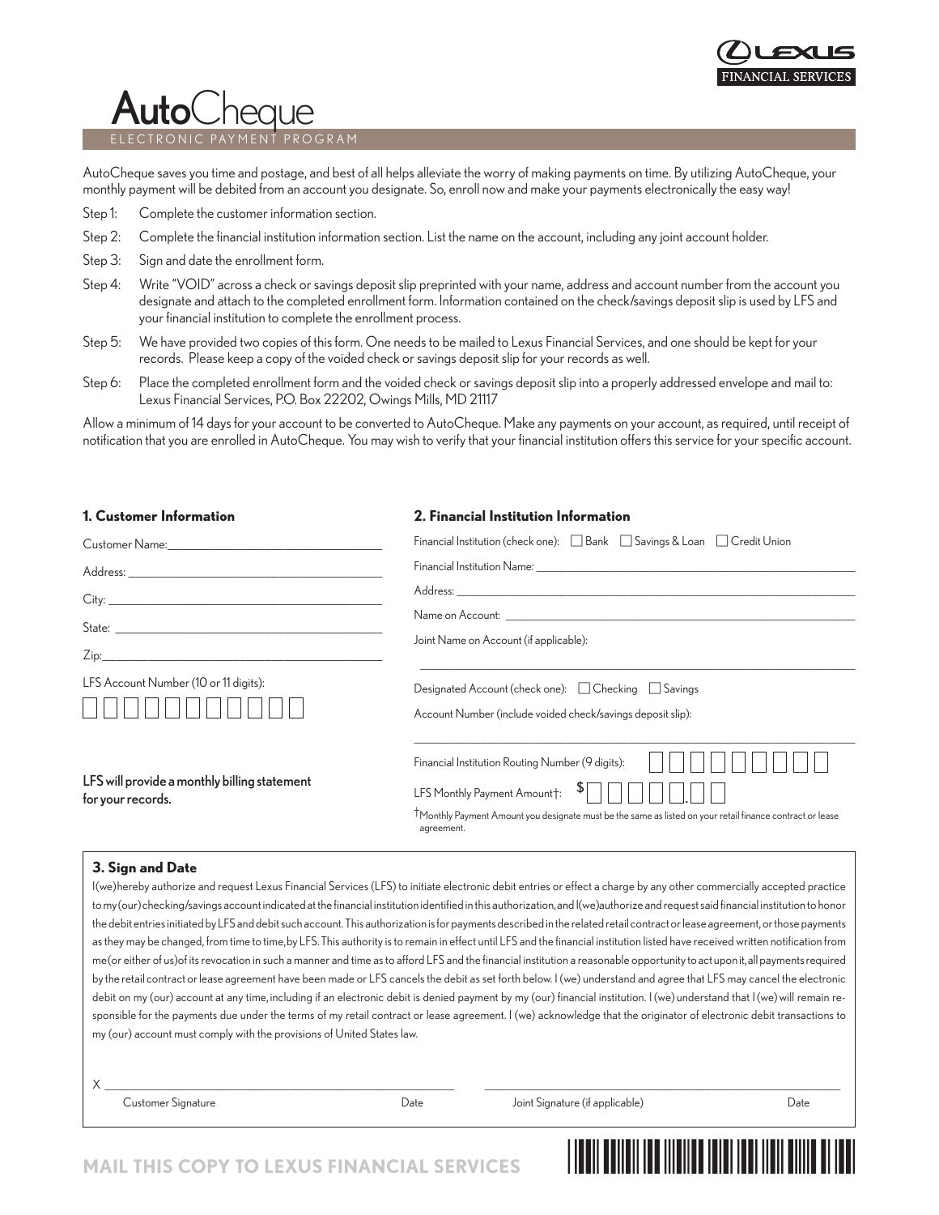LEXUS FINANCIAL SERVICES

# **Auto**Cheque

ELECTRONIC PAYMENT PROGRAM

AutoCheque saves you time and postage, and best of all helps alleviate the worry of making payments on time. By utilizing AutoCheque, your monthly payment will be debited from an account you designate. So, enroll now and make your payments electronically the easy way!

Step 1: Complete the customer information section.

Step 2: Complete the financial institution information section. List the name on the account, including any joint account holder.

Step 3: Sign and date the enrollment form.

Step 4: Write "VOID" across a check or savings deposit slip preprinted with your name, address and account number from the account you designate and attach to the completed enrollment form. Information contained on the check/savings deposit slip is used by LFS and your financial institution to complete the enrollment process.

Step 5: We have provided two copies of this form. One needs to be mailed to Lexus Financial Services, and one should be kept for your records. Please keep a copy of the voided check or savings deposit slip for your records as well.

Step 6: Place the completed enrollment form and the voided check or savings deposit slip into a properly addressed envelope and mail to: Lexus Financial Services, P.O. Box 22202, Owings Mills, MD 21117

Allow a minimum of 14 days for your account to be converted to AutoCheque. Make any payments on your account, as required, until receipt of notification that you are enrolled in AutoCheque. You may wish to verify that your financial institution offers this service for your specific account.

## 1. Customer Information

Customer Name: ______________________

Address: ______________________

City: ______________________

State: ______________________

Zip: ______________________

LFS Account Number (10 or 11 digits):

☐☐☐☐☐☐☐☐☐☐☐

**LFS will provide a monthly billing statement for your records.**

## 2. Financial Institution Information

Financial Institution (check one): ☐ Bank ☐ Savings & Loan ☐ Credit Union

Financial Institution Name: ______________________

Address: ______________________

Name on Account: ______________________

Joint Name on Account (if applicable):

______________________

Designated Account (check one): ☐ Checking ☐ Savings

Account Number (include voided check/savings deposit slip):

______________________

Financial Institution Routing Number (9 digits): ☐☐☐☐☐☐☐☐☐

LFS Monthly Payment Amount†: $☐☐☐☐☐.☐☐

†Monthly Payment Amount you designate must be the same as listed on your retail finance contract or lease agreement.

## 3. Sign and Date

I(we)hereby authorize and request Lexus Financial Services (LFS) to initiate electronic debit entries or effect a charge by any other commercially accepted practice to my(our)checking/savings account indicated at the financial institution identified in this authorization, and I(we)authorize and request said financial institution to honor the debit entries initiated by LFS and debit such account. This authorization is for payments described in the related retail contract or lease agreement, or those payments as they may be changed, from time to time, by LFS. This authority is to remain in effect until LFS and the financial institution listed have received written notification from me(or either of us)of its revocation in such a manner and time as to afford LFS and the financial institution a reasonable opportunity to act upon it, all payments required by the retail contract or lease agreement have been made or LFS cancels the debit as set forth below. I (we) understand and agree that LFS may cancel the electronic debit on my (our) account at any time, including if an electronic debit is denied payment by my (our) financial institution. I (we) understand that I (we) will remain responsible for the payments due under the terms of my retail contract or lease agreement. I (we) acknowledge that the originator of electronic debit transactions to my (our) account must comply with the provisions of United States law.

X ______________________ ______________________

Customer Signature Date Joint Signature (if applicable) Date

**MAIL THIS COPY TO LEXUS FINANCIAL SERVICES**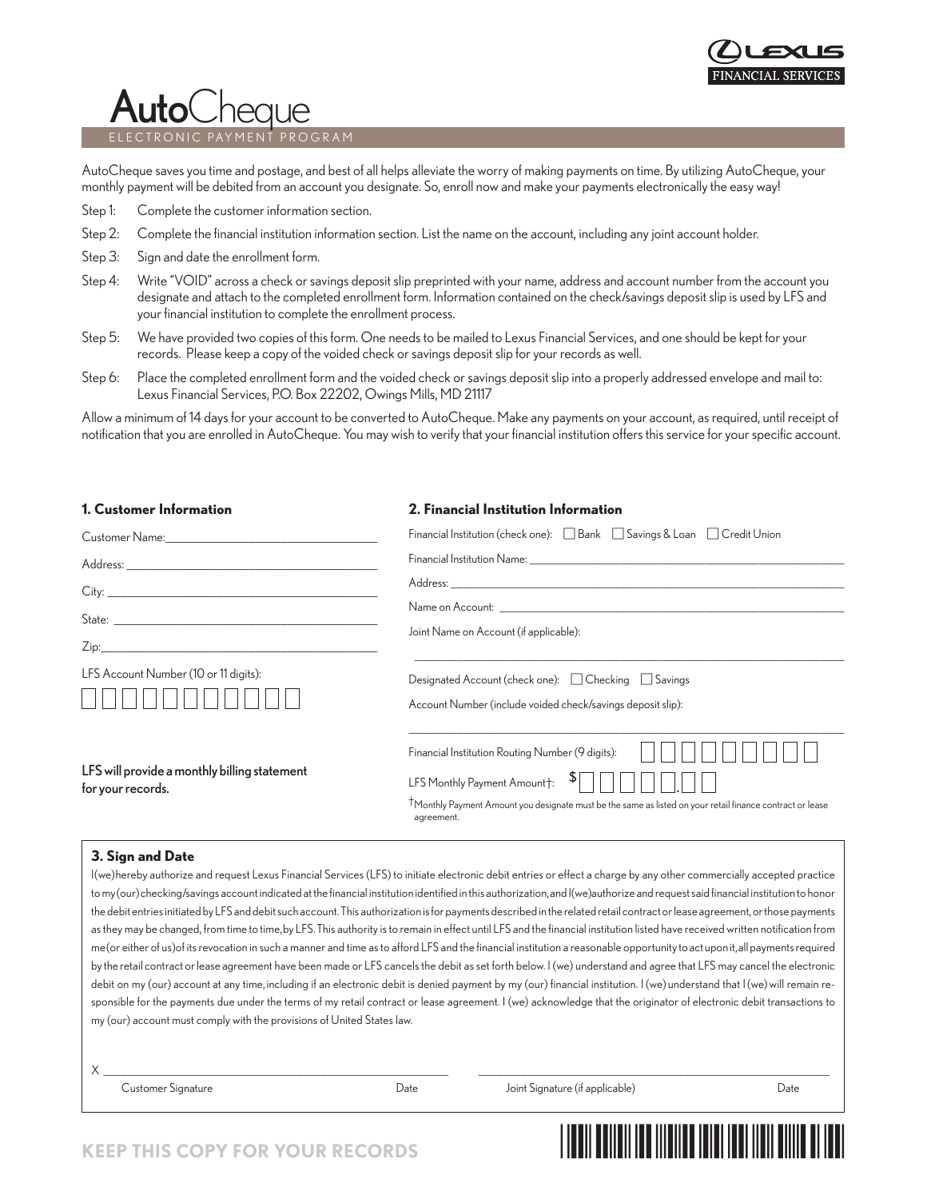LEXUS FINANCIAL SERVICES

# AutoCheque

ELECTRONIC PAYMENT PROGRAM

AutoCheque saves you time and postage, and best of all helps alleviate the worry of making payments on time. By utilizing AutoCheque, your monthly payment will be debited from an account you designate. So, enroll now and make your payments electronically the easy way!

Step 1: Complete the customer information section.

Step 2: Complete the financial institution information section. List the name on the account, including any joint account holder.

Step 3: Sign and date the enrollment form.

Step 4: Write "VOID" across a check or savings deposit slip preprinted with your name, address and account number from the account you designate and attach to the completed enrollment form. Information contained on the check/savings deposit slip is used by LFS and your financial institution to complete the enrollment process.

Step 5: We have provided two copies of this form. One needs to be mailed to Lexus Financial Services, and one should be kept for your records. Please keep a copy of the voided check or savings deposit slip for your records as well.

Step 6: Place the completed enrollment form and the voided check or savings deposit slip into a properly addressed envelope and mail to: Lexus Financial Services, P.O. Box 22202, Owings Mills, MD 21117

Allow a minimum of 14 days for your account to be converted to AutoCheque. Make any payments on your account, as required, until receipt of notification that you are enrolled in AutoCheque. You may wish to verify that your financial institution offers this service for your specific account.

## 1. Customer Information

Customer Name:\_\_\_\_\_\_\_\_\_\_\_\_\_\_\_\_\_\_\_\_\_\_\_\_\_\_\_\_\_\_

Address: \_\_\_\_\_\_\_\_\_\_\_\_\_\_\_\_\_\_\_\_\_\_\_\_\_\_\_\_\_\_

City: \_\_\_\_\_\_\_\_\_\_\_\_\_\_\_\_\_\_\_\_\_\_\_\_\_\_\_\_\_\_

State: \_\_\_\_\_\_\_\_\_\_\_\_\_\_\_\_\_\_\_\_\_\_\_\_\_\_\_\_\_\_

Zip:\_\_\_\_\_\_\_\_\_\_\_\_\_\_\_\_\_\_\_\_\_\_\_\_\_\_\_\_\_\_

LFS Account Number (10 or 11 digits): ☐☐☐☐☐☐☐☐☐☐☐

**LFS will provide a monthly billing statement for your records.**

## 2. Financial Institution Information

Financial Institution (check one): ☐ Bank ☐ Savings & Loan ☐ Credit Union

Financial Institution Name: \_\_\_\_\_\_\_\_\_\_\_\_\_\_\_\_\_\_\_\_\_\_\_\_\_\_\_\_\_\_

Address: \_\_\_\_\_\_\_\_\_\_\_\_\_\_\_\_\_\_\_\_\_\_\_\_\_\_\_\_\_\_

Name on Account: \_\_\_\_\_\_\_\_\_\_\_\_\_\_\_\_\_\_\_\_\_\_\_\_\_\_\_\_\_\_

Joint Name on Account (if applicable):

\_\_\_\_\_\_\_\_\_\_\_\_\_\_\_\_\_\_\_\_\_\_\_\_\_\_\_\_\_\_

Designated Account (check one): ☐ Checking ☐ Savings

Account Number (include voided check/savings deposit slip):

\_\_\_\_\_\_\_\_\_\_\_\_\_\_\_\_\_\_\_\_\_\_\_\_\_\_\_\_\_\_

Financial Institution Routing Number (9 digits): ☐☐☐☐☐☐☐☐☐

LFS Monthly Payment Amount†: $☐☐☐☐☐.☐☐

†Monthly Payment Amount you designate must be the same as listed on your retail finance contract or lease agreement.

## 3. Sign and Date

I(we)hereby authorize and request Lexus Financial Services (LFS) to initiate electronic debit entries or effect a charge by any other commercially accepted practice to my(our)checking/savings account indicated at the financial institution identified in this authorization,and I(we)authorize and request said financial institution to honor the debit entries initiated by LFS and debit such account. This authorization is for payments described in the related retail contract or lease agreement, or those payments as they may be changed, from time to time,by LFS. This authority is to remain in effect until LFS and the financial institution listed have received written notification from me(or either of us)of its revocation in such a manner and time as to afford LFS and the financial institution a reasonable opportunity to act upon it,all payments required by the retail contract or lease agreement have been made or LFS cancels the debit as set forth below. I (we) understand and agree that LFS may cancel the electronic debit on my (our) account at any time, including if an electronic debit is denied payment by my (our) financial institution. I (we) understand that I (we) will remain responsible for the payments due under the terms of my retail contract or lease agreement. I (we) acknowledge that the originator of electronic debit transactions to my (our) account must comply with the provisions of United States law.

X \_\_\_\_\_\_\_\_\_\_\_\_\_\_\_\_\_\_\_\_\_\_\_\_\_\_\_\_\_\_ \_\_\_\_\_\_\_\_\_\_\_\_\_\_\_\_\_\_\_\_\_\_\_\_\_\_\_\_\_\_

Customer Signature Date Joint Signature (if applicable) Date

**KEEP THIS COPY FOR YOUR RECORDS**